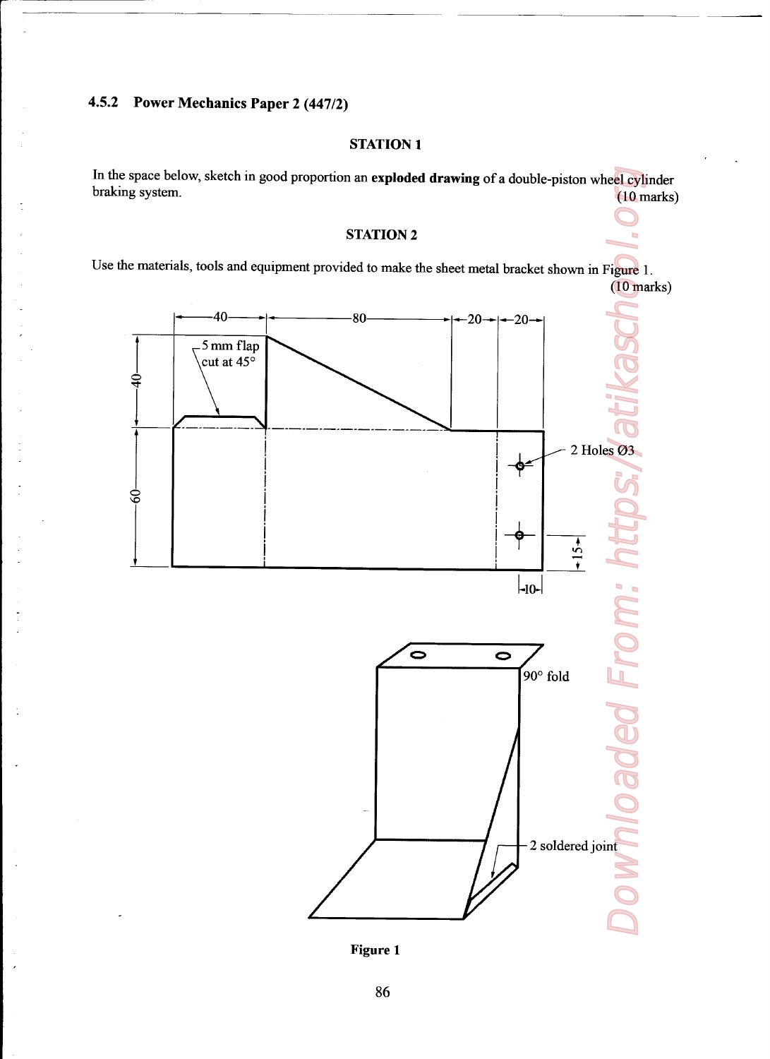### 4.5.2 Power Mechanics Paper 2 (447/2)

**STATION 1**

In the space below, sketch in good proportion an **exploded drawing** of a double-piston wheel cylinder braking system.

(10 marks)

**STATION 2**

Use the materials, tools and equipment provided to make the sheet metal bracket shown in Figure 1.

(10 marks)

**Figure 1**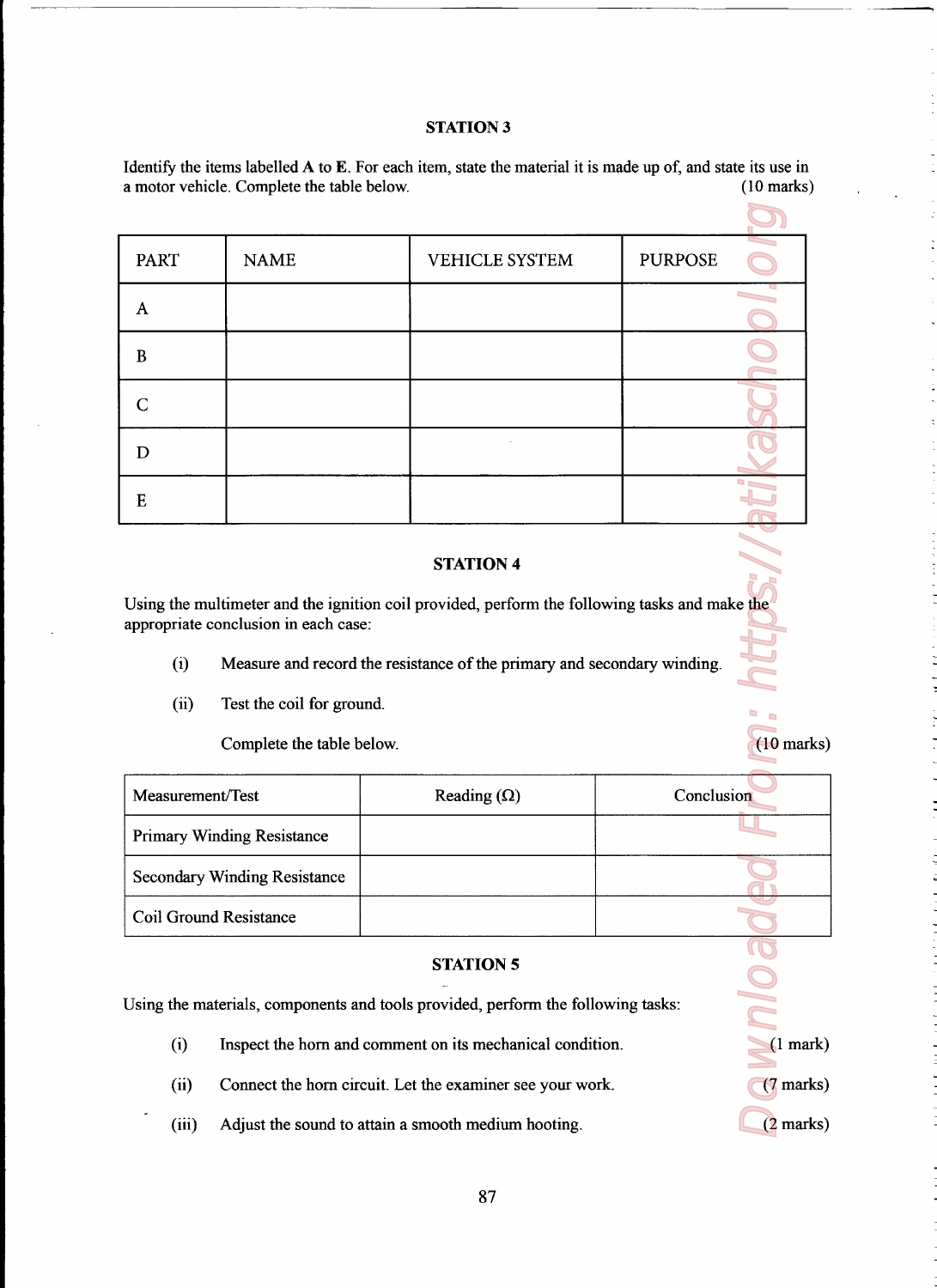### STATION 3

Identify the items labelled **A** to **E**. For each item, state the material it is made up of, and state its use in a motor vehicle. Complete the table below. (10 marks)

| PART | NAME | VEHICLE SYSTEM | PURPOSE |
|---|---|---|---|
| A | | | |
| B | | | |
| C | | | |
| D | | | |
| E | | | |

### STATION 4

Using the multimeter and the ignition coil provided, perform the following tasks and make the appropriate conclusion in each case:

(i) Measure and record the resistance of the primary and secondary winding.

(ii) Test the coil for ground.

Complete the table below. (10 marks)

| Measurement/Test | Reading (Ω) | Conclusion |
|---|---|---|
| Primary Winding Resistance | | |
| Secondary Winding Resistance | | |
| Coil Ground Resistance | | |

### STATION 5

Using the materials, components and tools provided, perform the following tasks:

(i) Inspect the horn and comment on its mechanical condition. (1 mark)

(ii) Connect the horn circuit. Let the examiner see your work. (7 marks)

(iii) Adjust the sound to attain a smooth medium hooting. (2 marks)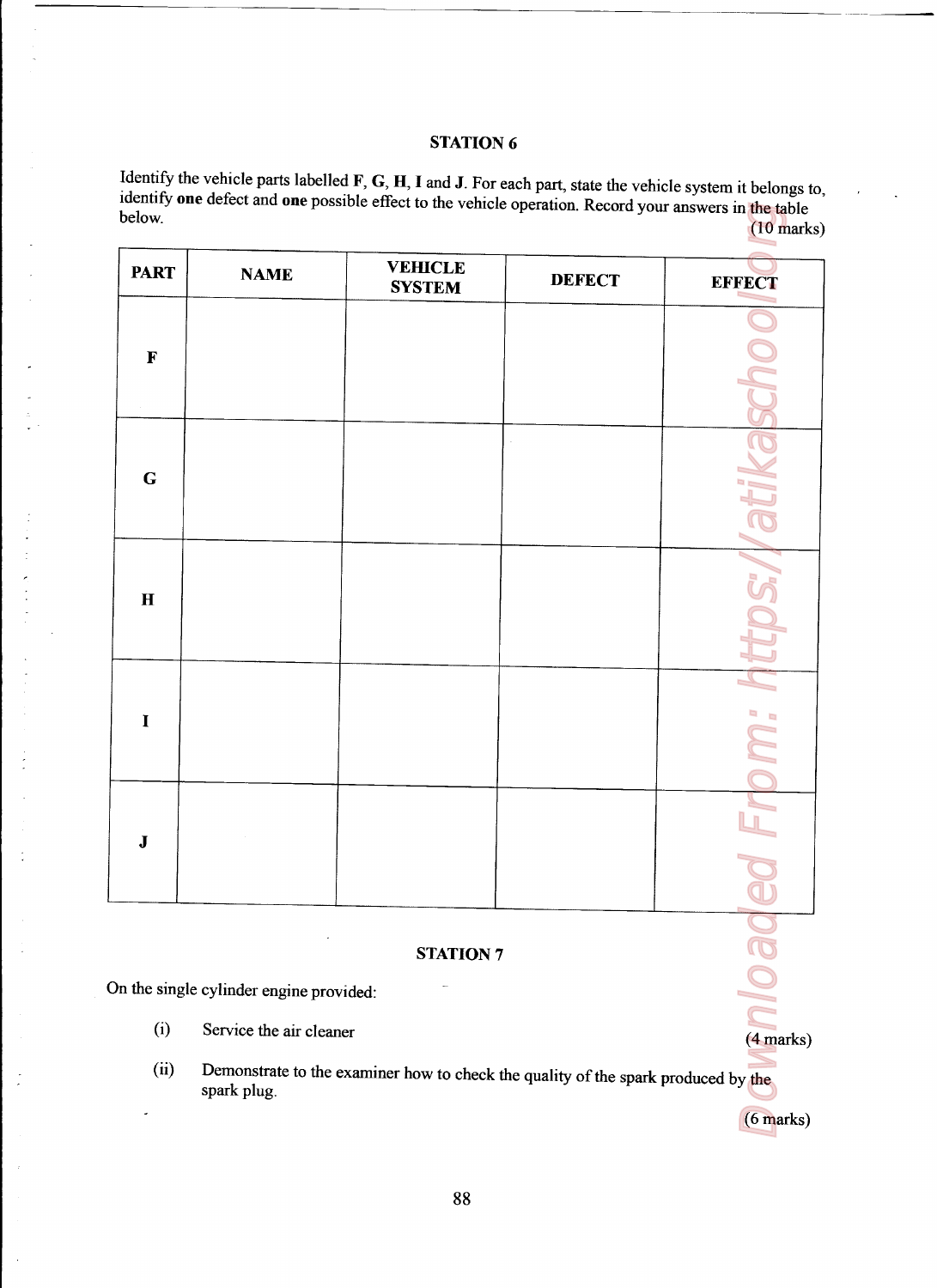## STATION 6

Identify the vehicle parts labelled **F**, **G**, **H**, **I** and **J**. For each part, state the vehicle system it belongs to, identify **one** defect and **one** possible effect to the vehicle operation. Record your answers in the table below.

(10 marks)

| PART | NAME | VEHICLE SYSTEM | DEFECT | EFFECT |
|---|---|---|---|---|
| **F** | | | | |
| **G** | | | | |
| **H** | | | | |
| **I** | | | | |
| **J** | | | | |

## STATION 7

On the single cylinder engine provided:

(i) Service the air cleaner (4 marks)

(ii) Demonstrate to the examiner how to check the quality of the spark produced by the spark plug. (6 marks)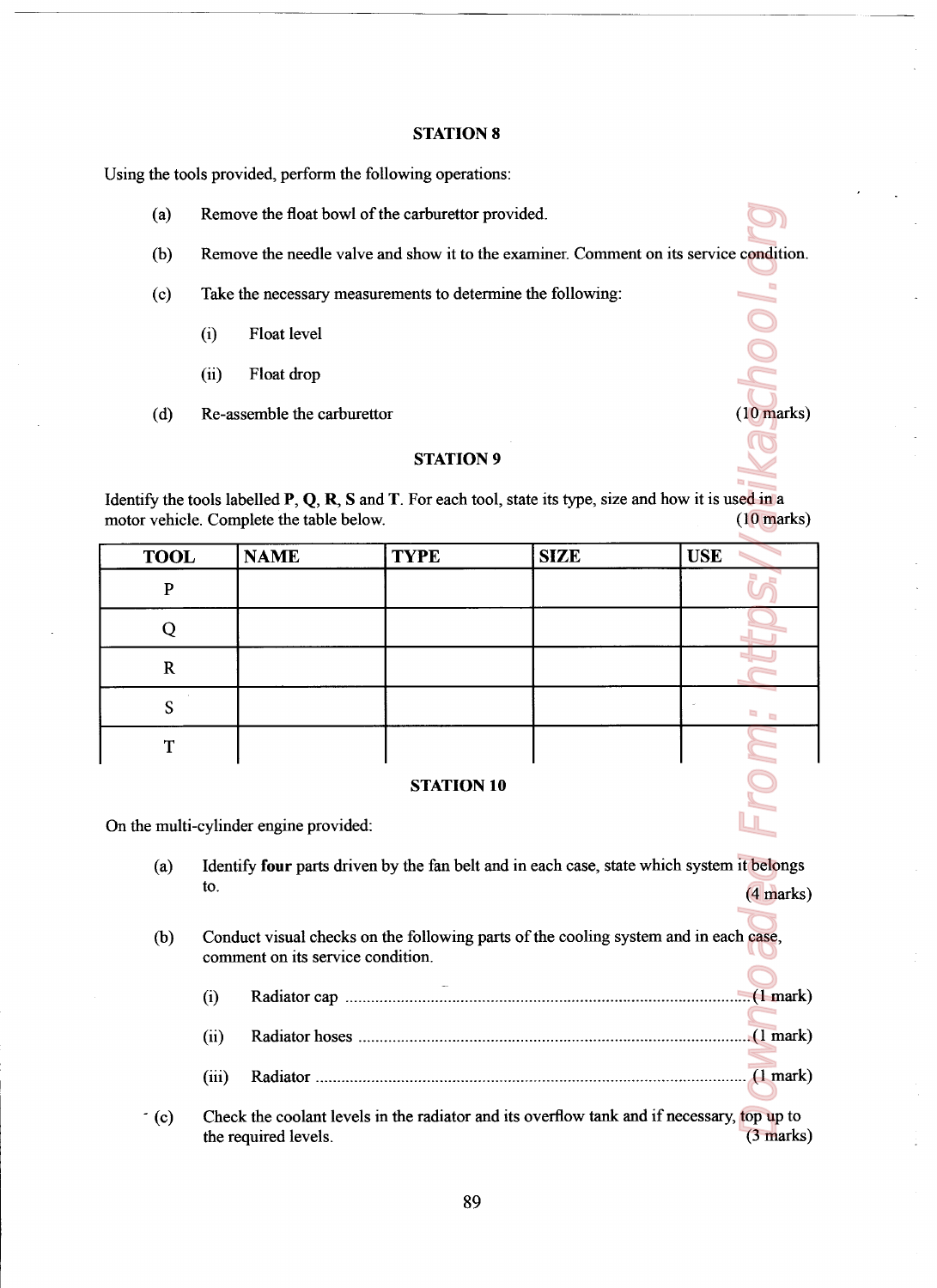## STATION 8

Using the tools provided, perform the following operations:

(a) Remove the float bowl of the carburettor provided.

(b) Remove the needle valve and show it to the examiner. Comment on its service condition.

(c) Take the necessary measurements to determine the following:

(i) Float level

(ii) Float drop

(d) Re-assemble the carburettor (10 marks)

## STATION 9

Identify the tools labelled **P**, **Q**, **R**, **S** and **T**. For each tool, state its type, size and how it is used in a motor vehicle. Complete the table below. (10 marks)

| TOOL | NAME | TYPE | SIZE | USE |
|---|---|---|---|---|
| P | | | | |
| Q | | | | |
| R | | | | |
| S | | | | |
| T | | | | |

## STATION 10

On the multi-cylinder engine provided:

(a) Identify **four** parts driven by the fan belt and in each case, state which system it belongs to. (4 marks)

(b) Conduct visual checks on the following parts of the cooling system and in each case, comment on its service condition.

(i) Radiator cap ............................................................ (1 mark)

(ii) Radiator hoses ............................................................ (1 mark)

(iii) Radiator ............................................................ (1 mark)

(c) Check the coolant levels in the radiator and its overflow tank and if necessary, top up to the required levels. (3 marks)